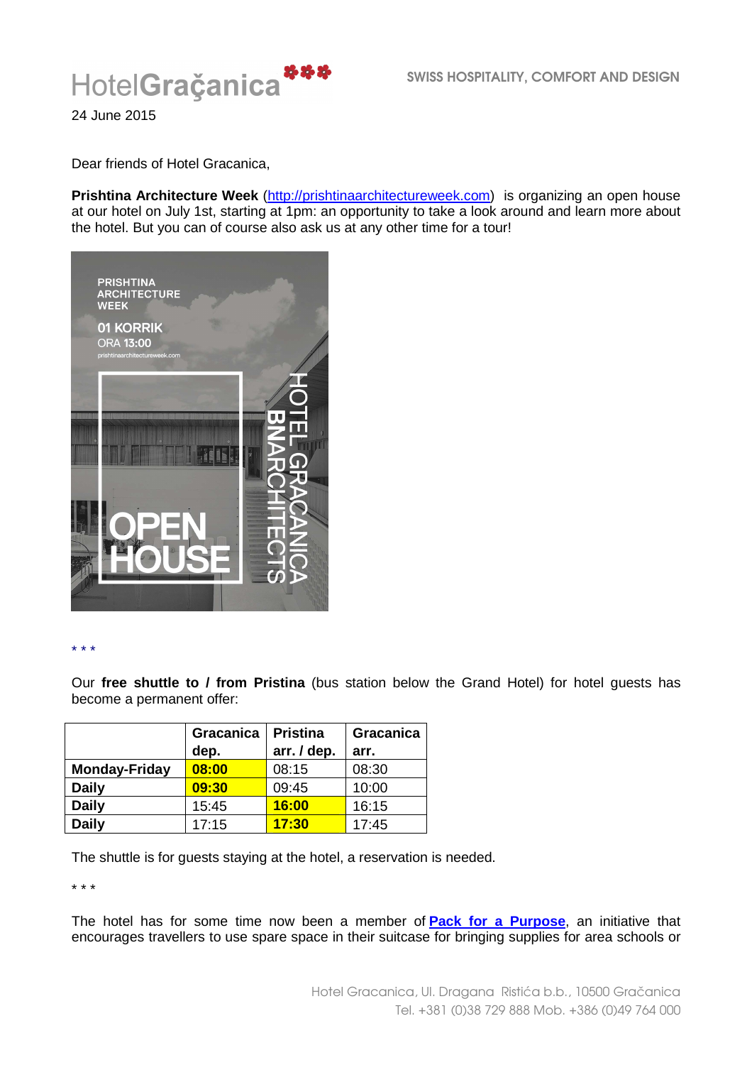HotelGraçanica

SWISS HOSPITALITY, COMFORT AND DESIGN

24 June 2015

Dear friends of Hotel Gracanica,

**Prishtina Architecture Week** (http://prishtinaarchitectureweek.com) is organizing an open house at our hotel on July 1st, starting at 1pm: an opportunity to take a look around and learn more about the hotel. But you can of course also ask us at any other time for a tour!

\* \* \*

Our **free shuttle to / from Pristina** (bus station below the Grand Hotel) for hotel guests has become a permanent offer:

| | Gracanica dep. | Pristina arr. / dep. | Gracanica arr. |
|---|---|---|---|
| **Monday-Friday** | **08:00** | 08:15 | 08:30 |
| **Daily** | **09:30** | 09:45 | 10:00 |
| **Daily** | 15:45 | **16:00** | 16:15 |
| **Daily** | 17:15 | **17:30** | 17:45 |

The shuttle is for guests staying at the hotel, a reservation is needed.

\* \* \*

The hotel has for some time now been a member of **Pack for a Purpose**, an initiative that encourages travellers to use spare space in their suitcase for bringing supplies for area schools or

Hotel Gracanica, Ul. Dragana Ristića b.b., 10500 Gračanica
Tel. +381 (0)38 729 888 Mob. +386 (0)49 764 000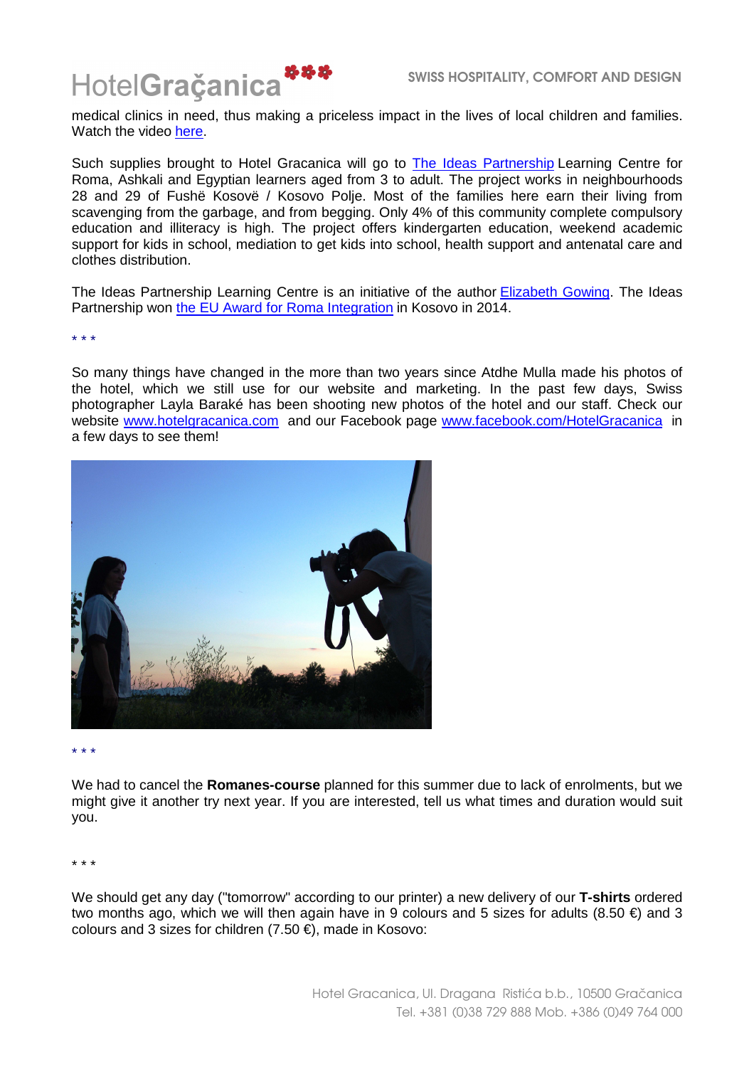medical clinics in need, thus making a priceless impact in the lives of local children and families. Watch the video [here](#).

Such supplies brought to Hotel Gracanica will go to [The Ideas Partnership](#) Learning Centre for Roma, Ashkali and Egyptian learners aged from 3 to adult. The project works in neighbourhoods 28 and 29 of Fushë Kosovë / Kosovo Polje. Most of the families here earn their living from scavenging from the garbage, and from begging. Only 4% of this community complete compulsory education and illiteracy is high. The project offers kindergarten education, weekend academic support for kids in school, mediation to get kids into school, health support and antenatal care and clothes distribution.

The Ideas Partnership Learning Centre is an initiative of the author [Elizabeth Gowing](#). The Ideas Partnership won [the EU Award for Roma Integration](#) in Kosovo in 2014.

\* \* \*

So many things have changed in the more than two years since Atdhe Mulla made his photos of the hotel, which we still use for our website and marketing. In the past few days, Swiss photographer Layla Baraké has been shooting new photos of the hotel and our staff. Check our website [www.hotelgracanica.com](http://www.hotelgracanica.com) and our Facebook page [www.facebook.com/HotelGracanica](http://www.facebook.com/HotelGracanica) in a few days to see them!

\* \* \*

We had to cancel the **Romanes-course** planned for this summer due to lack of enrolments, but we might give it another try next year. If you are interested, tell us what times and duration would suit you.

\* \* \*

We should get any day ("tomorrow" according to our printer) a new delivery of our **T-shirts** ordered two months ago, which we will then again have in 9 colours and 5 sizes for adults (8.50 €) and 3 colours and 3 sizes for children (7.50 €), made in Kosovo: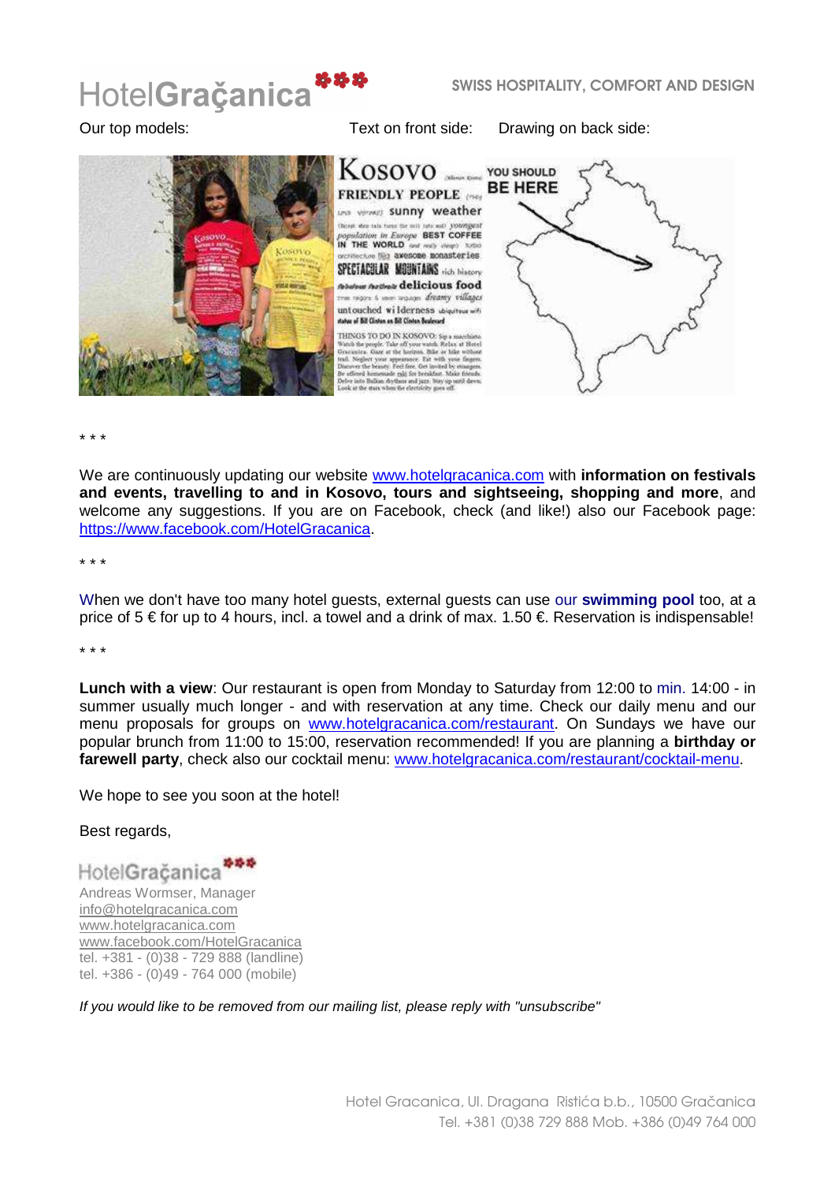HotelGraçanica

SWISS HOSPITALITY, COMFORT AND DESIGN

Our top models: Text on front side: Drawing on back side:

\* \* \*

We are continuously updating our website www.hotelgracanica.com with **information on festivals and events, travelling to and in Kosovo, tours and sightseeing, shopping and more**, and welcome any suggestions. If you are on Facebook, check (and like!) also our Facebook page: https://www.facebook.com/HotelGracanica.

\* \* \*

When we don't have too many hotel guests, external guests can use our **swimming pool** too, at a price of 5 € for up to 4 hours, incl. a towel and a drink of max. 1.50 €. Reservation is indispensable!

\* \* \*

**Lunch with a view**: Our restaurant is open from Monday to Saturday from 12:00 to min. 14:00 - in summer usually much longer - and with reservation at any time. Check our daily menu and our menu proposals for groups on www.hotelgracanica.com/restaurant. On Sundays we have our popular brunch from 11:00 to 15:00, reservation recommended! If you are planning a **birthday or farewell party**, check also our cocktail menu: www.hotelgracanica.com/restaurant/cocktail-menu.

We hope to see you soon at the hotel!

Best regards,

HotelGraçanica
Andreas Wormser, Manager
info@hotelgracanica.com
www.hotelgracanica.com
www.facebook.com/HotelGracanica
tel. +381 - (0)38 - 729 888 (landline)
tel. +386 - (0)49 - 764 000 (mobile)

*If you would like to be removed from our mailing list, please reply with "unsubscribe"*

Hotel Gracanica, Ul. Dragana Ristića b.b., 10500 Gračanica
Tel. +381 (0)38 729 888 Mob. +386 (0)49 764 000